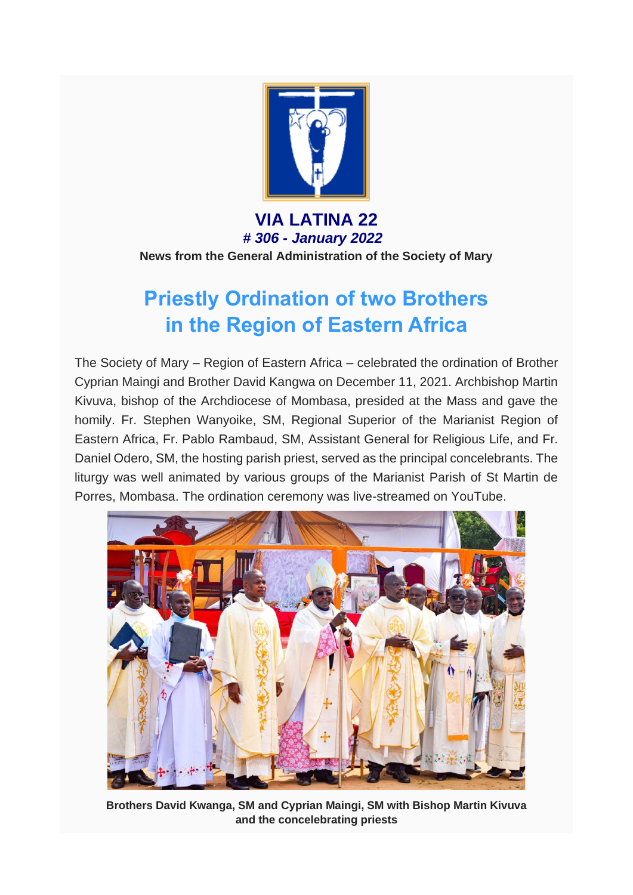# VIA LATINA 22

***# 306 - January 2022***

**News from the General Administration of the Society of Mary**

## Priestly Ordination of two Brothers in the Region of Eastern Africa

The Society of Mary – Region of Eastern Africa – celebrated the ordination of Brother Cyprian Maingi and Brother David Kangwa on December 11, 2021. Archbishop Martin Kivuva, bishop of the Archdiocese of Mombasa, presided at the Mass and gave the homily. Fr. Stephen Wanyoike, SM, Regional Superior of the Marianist Region of Eastern Africa, Fr. Pablo Rambaud, SM, Assistant General for Religious Life, and Fr. Daniel Odero, SM, the hosting parish priest, served as the principal concelebrants. The liturgy was well animated by various groups of the Marianist Parish of St Martin de Porres, Mombasa. The ordination ceremony was live-streamed on YouTube.

**Brothers David Kwanga, SM and Cyprian Maingi, SM with Bishop Martin Kivuva and the concelebrating priests**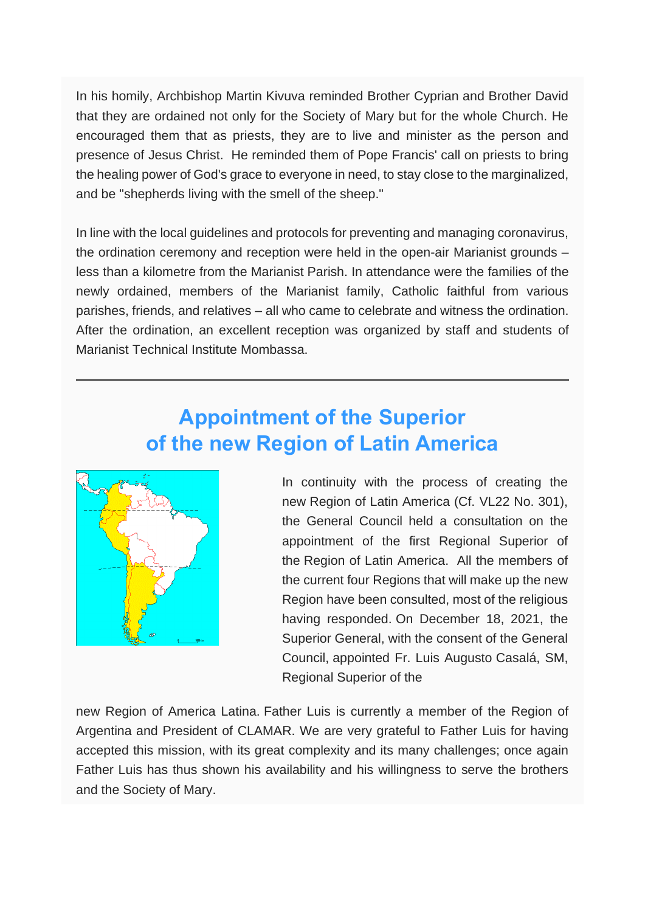In his homily, Archbishop Martin Kivuva reminded Brother Cyprian and Brother David that they are ordained not only for the Society of Mary but for the whole Church. He encouraged them that as priests, they are to live and minister as the person and presence of Jesus Christ.  He reminded them of Pope Francis' call on priests to bring the healing power of God's grace to everyone in need, to stay close to the marginalized, and be "shepherds living with the smell of the sheep."

In line with the local guidelines and protocols for preventing and managing coronavirus, the ordination ceremony and reception were held in the open-air Marianist grounds – less than a kilometre from the Marianist Parish. In attendance were the families of the newly ordained, members of the Marianist family, Catholic faithful from various parishes, friends, and relatives – all who came to celebrate and witness the ordination. After the ordination, an excellent reception was organized by staff and students of Marianist Technical Institute Mombassa.

---

## Appointment of the Superior of the new Region of Latin America

In continuity with the process of creating the new Region of Latin America (Cf. VL22 No. 301), the General Council held a consultation on the appointment of the first Regional Superior of the Region of Latin America.  All the members of the current four Regions that will make up the new Region have been consulted, most of the religious having responded. On December 18, 2021, the Superior General, with the consent of the General Council, appointed Fr. Luis Augusto Casalá, SM, Regional Superior of the new Region of America Latina. Father Luis is currently a member of the Region of Argentina and President of CLAMAR. We are very grateful to Father Luis for having accepted this mission, with its great complexity and its many challenges; once again Father Luis has thus shown his availability and his willingness to serve the brothers and the Society of Mary.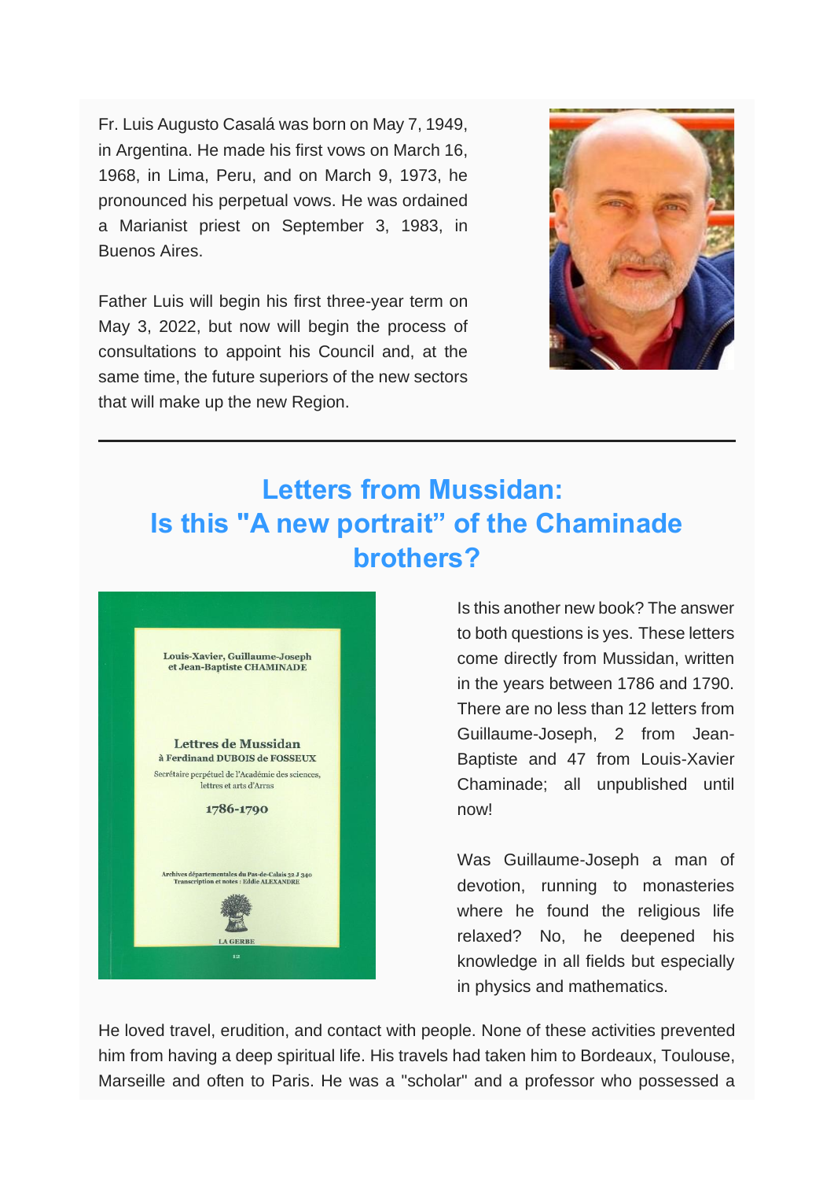Fr. Luis Augusto Casalá was born on May 7, 1949, in Argentina. He made his first vows on March 16, 1968, in Lima, Peru, and on March 9, 1973, he pronounced his perpetual vows. He was ordained a Marianist priest on September 3, 1983, in Buenos Aires.

Father Luis will begin his first three-year term on May 3, 2022, but now will begin the process of consultations to appoint his Council and, at the same time, the future superiors of the new sectors that will make up the new Region.

---

## Letters from Mussidan: Is this "A new portrait" of the Chaminade brothers?

Is this another new book? The answer to both questions is yes. These letters come directly from Mussidan, written in the years between 1786 and 1790. There are no less than 12 letters from Guillaume-Joseph, 2 from Jean-Baptiste and 47 from Louis-Xavier Chaminade; all unpublished until now!

Was Guillaume-Joseph a man of devotion, running to monasteries where he found the religious life relaxed? No, he deepened his knowledge in all fields but especially in physics and mathematics.

He loved travel, erudition, and contact with people. None of these activities prevented him from having a deep spiritual life. His travels had taken him to Bordeaux, Toulouse, Marseille and often to Paris. He was a "scholar" and a professor who possessed a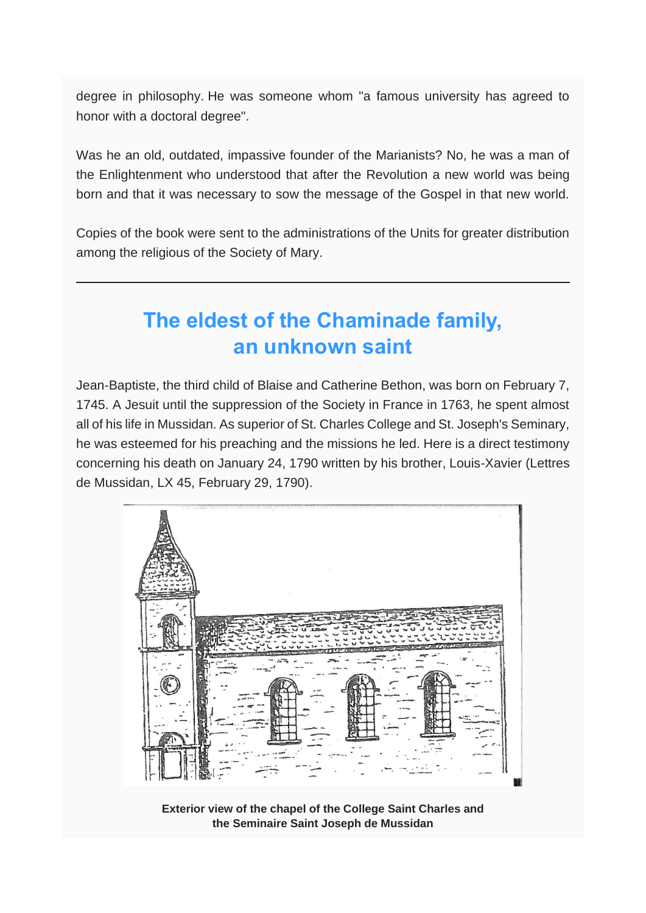degree in philosophy. He was someone whom "a famous university has agreed to honor with a doctoral degree".

Was he an old, outdated, impassive founder of the Marianists? No, he was a man of the Enlightenment who understood that after the Revolution a new world was being born and that it was necessary to sow the message of the Gospel in that new world.

Copies of the book were sent to the administrations of the Units for greater distribution among the religious of the Society of Mary.

---

## The eldest of the Chaminade family, an unknown saint

Jean-Baptiste, the third child of Blaise and Catherine Bethon, was born on February 7, 1745. A Jesuit until the suppression of the Society in France in 1763, he spent almost all of his life in Mussidan. As superior of St. Charles College and St. Joseph's Seminary, he was esteemed for his preaching and the missions he led. Here is a direct testimony concerning his death on January 24, 1790 written by his brother, Louis-Xavier (Lettres de Mussidan, LX 45, February 29, 1790).

**Exterior view of the chapel of the College Saint Charles and the Seminaire Saint Joseph de Mussidan**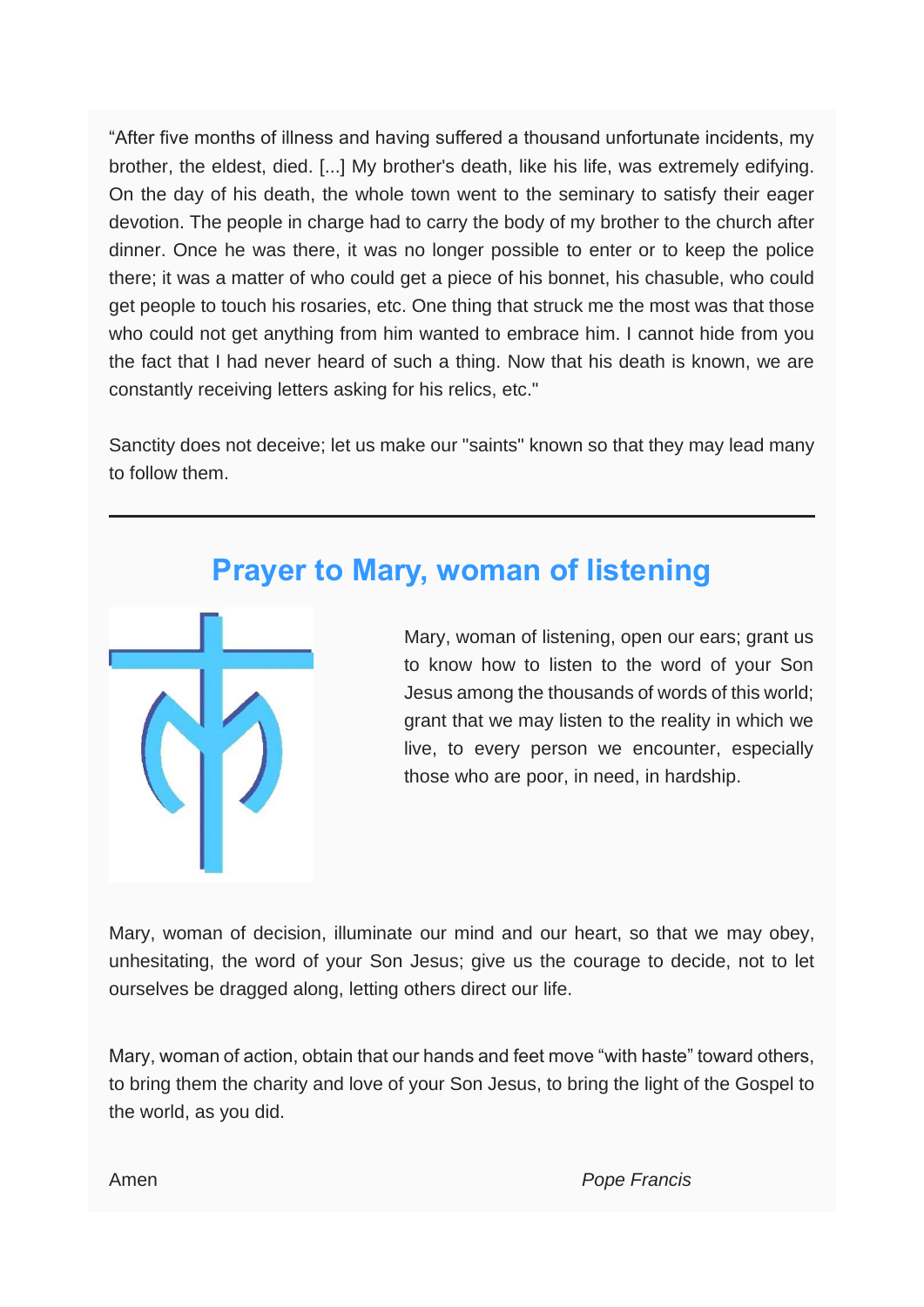"After five months of illness and having suffered a thousand unfortunate incidents, my brother, the eldest, died. [...] My brother's death, like his life, was extremely edifying. On the day of his death, the whole town went to the seminary to satisfy their eager devotion. The people in charge had to carry the body of my brother to the church after dinner. Once he was there, it was no longer possible to enter or to keep the police there; it was a matter of who could get a piece of his bonnet, his chasuble, who could get people to touch his rosaries, etc. One thing that struck me the most was that those who could not get anything from him wanted to embrace him. I cannot hide from you the fact that I had never heard of such a thing. Now that his death is known, we are constantly receiving letters asking for his relics, etc."

Sanctity does not deceive; let us make our "saints" known so that they may lead many to follow them.

---

## Prayer to Mary, woman of listening

Mary, woman of listening, open our ears; grant us to know how to listen to the word of your Son Jesus among the thousands of words of this world; grant that we may listen to the reality in which we live, to every person we encounter, especially those who are poor, in need, in hardship.

Mary, woman of decision, illuminate our mind and our heart, so that we may obey, unhesitating, the word of your Son Jesus; give us the courage to decide, not to let ourselves be dragged along, letting others direct our life.

Mary, woman of action, obtain that our hands and feet move "with haste" toward others, to bring them the charity and love of your Son Jesus, to bring the light of the Gospel to the world, as you did.

Amen

*Pope Francis*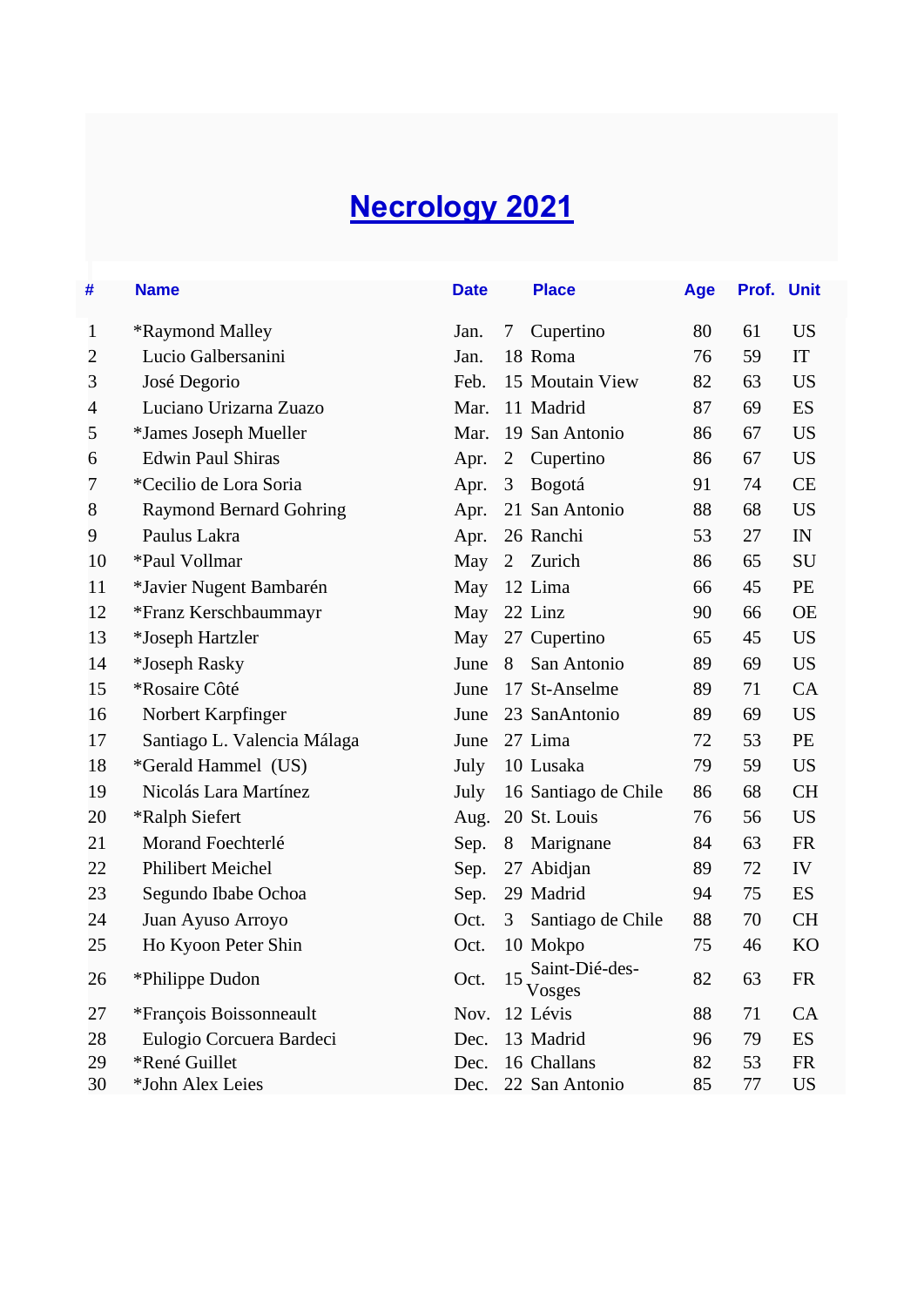# Necrology 2021

| # | Name | Date | | Place | Age | Prof. | Unit |
|---|---|---|---|---|---|---|---|
| 1 | *Raymond Malley | Jan. | 7 | Cupertino | 80 | 61 | US |
| 2 | Lucio Galbersanini | Jan. | 18 | Roma | 76 | 59 | IT |
| 3 | José Degorio | Feb. | 15 | Moutain View | 82 | 63 | US |
| 4 | Luciano Urizarna Zuazo | Mar. | 11 | Madrid | 87 | 69 | ES |
| 5 | *James Joseph Mueller | Mar. | 19 | San Antonio | 86 | 67 | US |
| 6 | Edwin Paul Shiras | Apr. | 2 | Cupertino | 86 | 67 | US |
| 7 | *Cecilio de Lora Soria | Apr. | 3 | Bogotá | 91 | 74 | CE |
| 8 | Raymond Bernard Gohring | Apr. | 21 | San Antonio | 88 | 68 | US |
| 9 | Paulus Lakra | Apr. | 26 | Ranchi | 53 | 27 | IN |
| 10 | *Paul Vollmar | May | 2 | Zurich | 86 | 65 | SU |
| 11 | *Javier Nugent Bambarén | May | 12 | Lima | 66 | 45 | PE |
| 12 | *Franz Kerschbaummayr | May | 22 | Linz | 90 | 66 | OE |
| 13 | *Joseph Hartzler | May | 27 | Cupertino | 65 | 45 | US |
| 14 | *Joseph Rasky | June | 8 | San Antonio | 89 | 69 | US |
| 15 | *Rosaire Côté | June | 17 | St-Anselme | 89 | 71 | CA |
| 16 | Norbert Karpfinger | June | 23 | SanAntonio | 89 | 69 | US |
| 17 | Santiago L. Valencia Málaga | June | 27 | Lima | 72 | 53 | PE |
| 18 | *Gerald Hammel (US) | July | 10 | Lusaka | 79 | 59 | US |
| 19 | Nicolás Lara Martínez | July | 16 | Santiago de Chile | 86 | 68 | CH |
| 20 | *Ralph Siefert | Aug. | 20 | St. Louis | 76 | 56 | US |
| 21 | Morand Foechterlé | Sep. | 8 | Marignane | 84 | 63 | FR |
| 22 | Philibert Meichel | Sep. | 27 | Abidjan | 89 | 72 | IV |
| 23 | Segundo Ibabe Ochoa | Sep. | 29 | Madrid | 94 | 75 | ES |
| 24 | Juan Ayuso Arroyo | Oct. | 3 | Santiago de Chile | 88 | 70 | CH |
| 25 | Ho Kyoon Peter Shin | Oct. | 10 | Mokpo | 75 | 46 | KO |
| 26 | *Philippe Dudon | Oct. | 15 | Saint-Dié-des-Vosges | 82 | 63 | FR |
| 27 | *François Boissonneault | Nov. | 12 | Lévis | 88 | 71 | CA |
| 28 | Eulogio Corcuera Bardeci | Dec. | 13 | Madrid | 96 | 79 | ES |
| 29 | *René Guillet | Dec. | 16 | Challans | 82 | 53 | FR |
| 30 | *John Alex Leies | Dec. | 22 | San Antonio | 85 | 77 | US |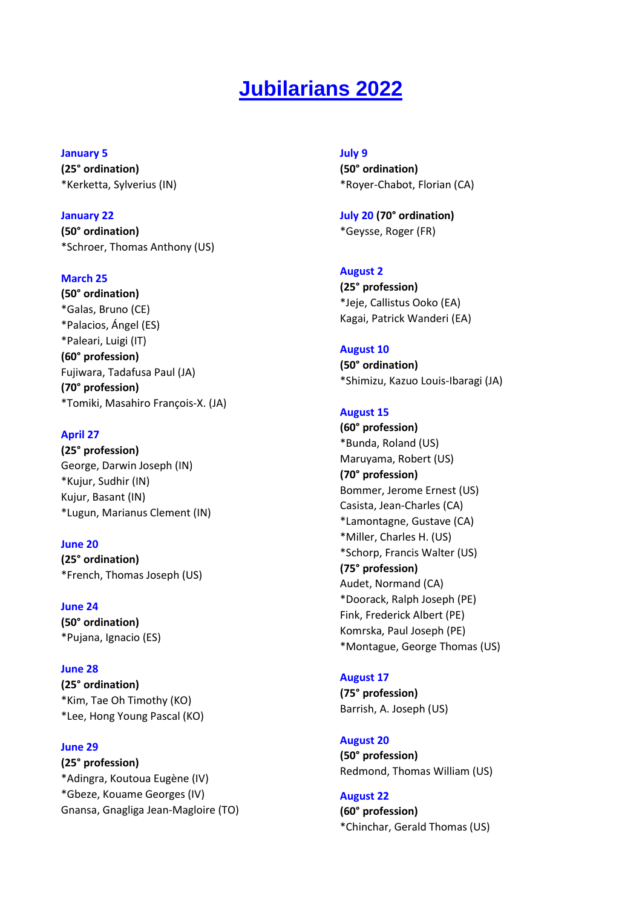# Jubilarians 2022

**January 5**
**(25° ordination)**
*Kerketta, Sylverius (IN)

**January 22**
**(50° ordination)**
*Schroer, Thomas Anthony (US)

**March 25**
**(50° ordination)**
*Galas, Bruno (CE)
*Palacios, Ángel (ES)
*Paleari, Luigi (IT)
**(60° profession)**
Fujiwara, Tadafusa Paul (JA)
**(70° profession)**
*Tomiki, Masahiro François-X. (JA)

**April 27**
**(25° profession)**
George, Darwin Joseph (IN)
*Kujur, Sudhir (IN)
Kujur, Basant (IN)
*Lugun, Marianus Clement (IN)

**June 20**
**(25° ordination)**
*French, Thomas Joseph (US)

**June 24**
**(50° ordination)**
*Pujana, Ignacio (ES)

**June 28**
**(25° ordination)**
*Kim, Tae Oh Timothy (KO)
*Lee, Hong Young Pascal (KO)

**June 29**
**(25° profession)**
*Adingra, Koutoua Eugène (IV)
*Gbeze, Kouame Georges (IV)
Gnansa, Gnagliga Jean-Magloire (TO)

**July 9**
**(50° ordination)**
*Royer-Chabot, Florian (CA)

**July 20** **(70° ordination)**
*Geysse, Roger (FR)

**August 2**
**(25° profession)**
*Jeje, Callistus Ooko (EA)
Kagai, Patrick Wanderi (EA)

**August 10**
**(50° ordination)**
*Shimizu, Kazuo Louis-Ibaragi (JA)

**August 15**
**(60° profession)**
*Bunda, Roland (US)
Maruyama, Robert (US)
**(70° profession)**
Bommer, Jerome Ernest (US)
Casista, Jean-Charles (CA)
*Lamontagne, Gustave (CA)
*Miller, Charles H. (US)
*Schorp, Francis Walter (US)
**(75° profession)**
Audet, Normand (CA)
*Doorack, Ralph Joseph (PE)
Fink, Frederick Albert (PE)
Komrska, Paul Joseph (PE)
*Montague, George Thomas (US)

**August 17**
**(75° profession)**
Barrish, A. Joseph (US)

**August 20**
**(50° profession)**
Redmond, Thomas William (US)

**August 22**
**(60° profession)**
*Chinchar, Gerald Thomas (US)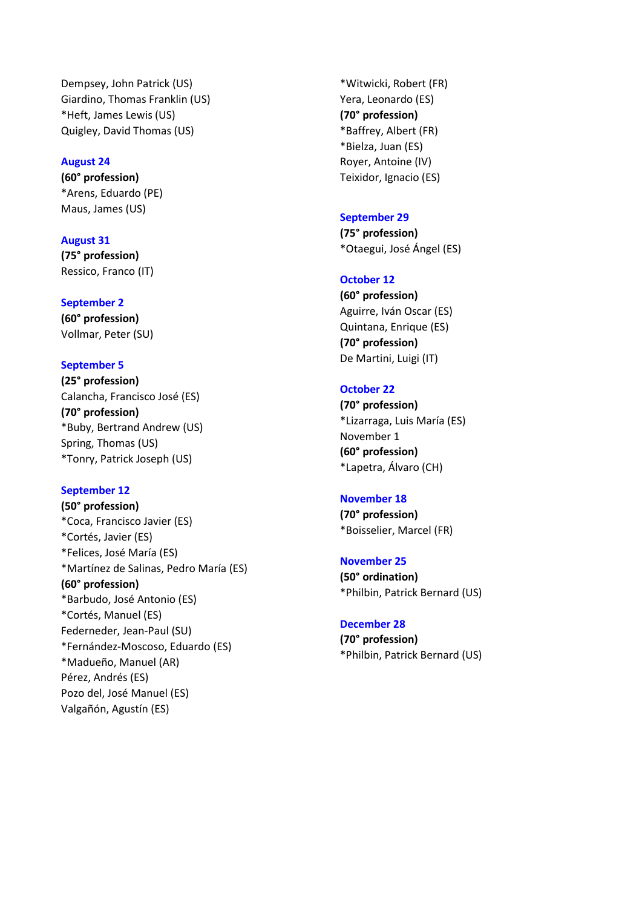Dempsey, John Patrick (US)
Giardino, Thomas Franklin (US)
*Heft, James Lewis (US)
Quigley, David Thomas (US)

### August 24

**(60° profession)**
*Arens, Eduardo (PE)
Maus, James (US)

### August 31

**(75° profession)**
Ressico, Franco (IT)

### September 2

**(60° profession)**
Vollmar, Peter (SU)

### September 5

**(25° profession)**
Calancha, Francisco José (ES)
**(70° profession)**
*Buby, Bertrand Andrew (US)
Spring, Thomas (US)
*Tonry, Patrick Joseph (US)

### September 12

**(50° profession)**
*Coca, Francisco Javier (ES)
*Cortés, Javier (ES)
*Felices, José María (ES)
*Martínez de Salinas, Pedro María (ES)
**(60° profession)**
*Barbudo, José Antonio (ES)
*Cortés, Manuel (ES)
Federneder, Jean-Paul (SU)
*Fernández-Moscoso, Eduardo (ES)
*Madueño, Manuel (AR)
Pérez, Andrés (ES)
Pozo del, José Manuel (ES)
Valgañón, Agustín (ES)
*Witwicki, Robert (FR)
Yera, Leonardo (ES)
**(70° profession)**
*Baffrey, Albert (FR)
*Bielza, Juan (ES)
Royer, Antoine (IV)
Teixidor, Ignacio (ES)

### September 29

**(75° profession)**
*Otaegui, José Ángel (ES)

### October 12

**(60° profession)**
Aguirre, Iván Oscar (ES)
Quintana, Enrique (ES)
**(70° profession)**
De Martini, Luigi (IT)

### October 22

**(70° profession)**
*Lizarraga, Luis María (ES)
November 1
**(60° profession)**
*Lapetra, Álvaro (CH)

### November 18

**(70° profession)**
*Boisselier, Marcel (FR)

### November 25

**(50° ordination)**
*Philbin, Patrick Bernard (US)

### December 28

**(70° profession)**
*Philbin, Patrick Bernard (US)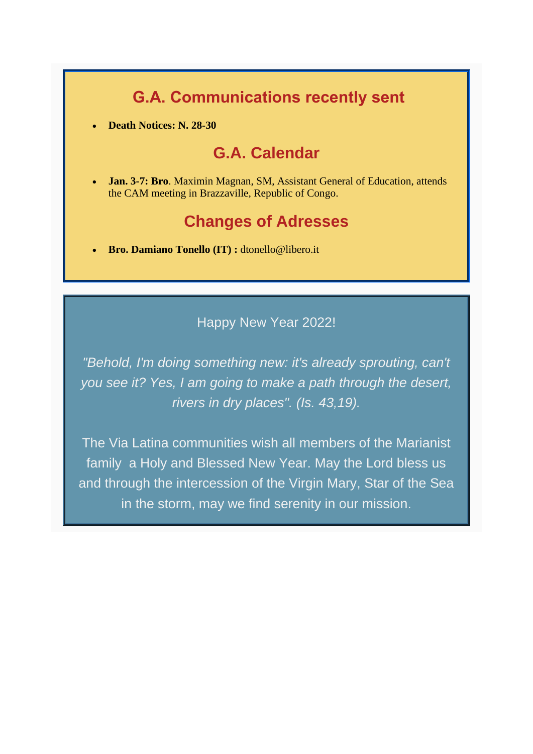## G.A. Communications recently sent

- **Death Notices: N. 28-30**

## G.A. Calendar

- **Jan. 3-7: Bro**. Maximin Magnan, SM, Assistant General of Education, attends the CAM meeting in Brazzaville, Republic of Congo.

## Changes of Adresses

- **Bro. Damiano Tonello (IT) :** dtonello@libero.it

Happy New Year 2022!

*"Behold, I'm doing something new: it's already sprouting, can't you see it? Yes, I am going to make a path through the desert, rivers in dry places". (Is. 43,19).*

The Via Latina communities wish all members of the Marianist family a Holy and Blessed New Year. May the Lord bless us and through the intercession of the Virgin Mary, Star of the Sea in the storm, may we find serenity in our mission.